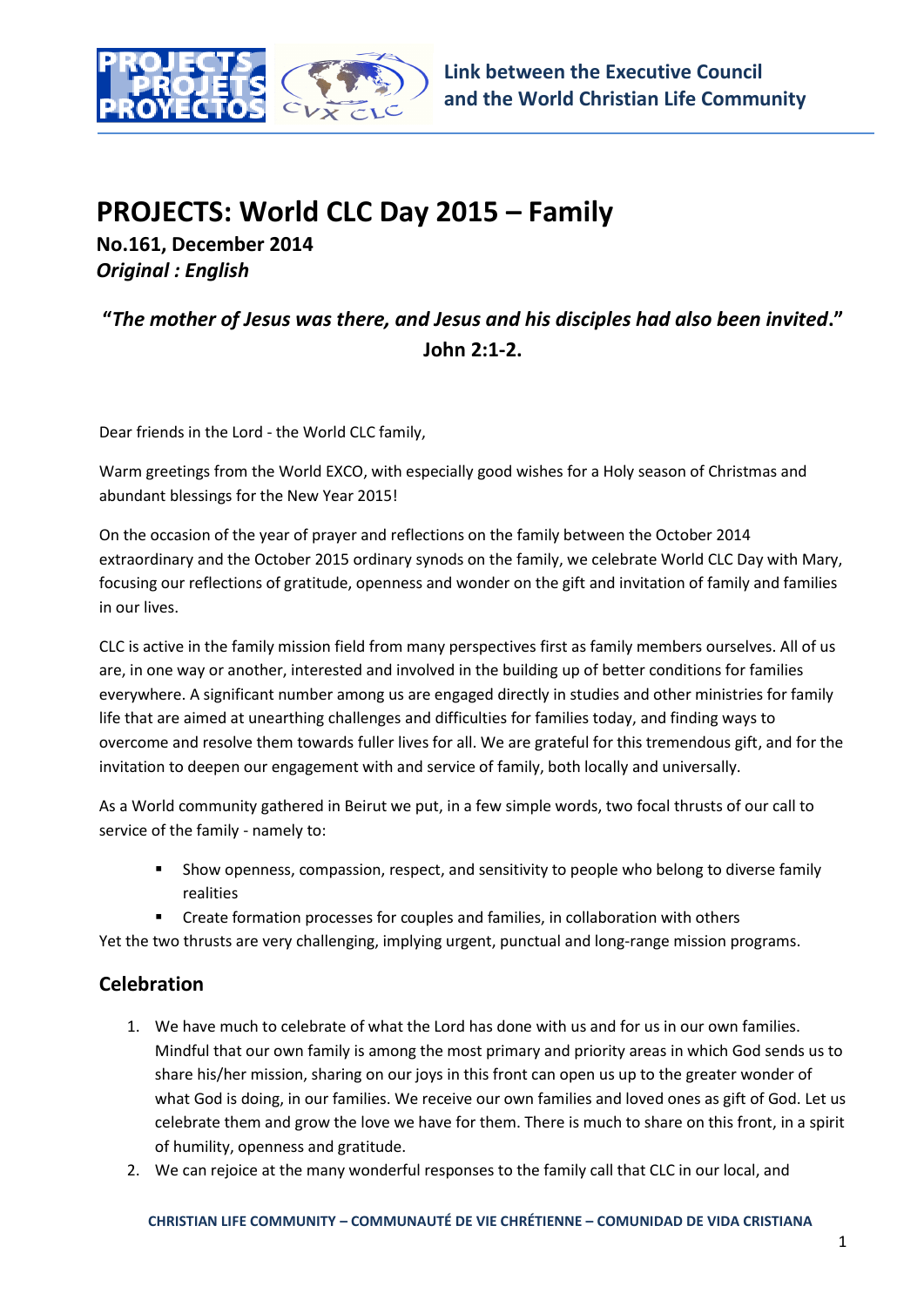# PROJECTS: World CLC Day 2015 – Family

**No.161, December 2014**
***Original : English***

**"*The mother of Jesus was there, and Jesus and his disciples had also been invited*."**
**John 2:1-2.**

Dear friends in the Lord - the World CLC family,

Warm greetings from the World EXCO, with especially good wishes for a Holy season of Christmas and abundant blessings for the New Year 2015!

On the occasion of the year of prayer and reflections on the family between the October 2014 extraordinary and the October 2015 ordinary synods on the family, we celebrate World CLC Day with Mary, focusing our reflections of gratitude, openness and wonder on the gift and invitation of family and families in our lives.

CLC is active in the family mission field from many perspectives first as family members ourselves. All of us are, in one way or another, interested and involved in the building up of better conditions for families everywhere. A significant number among us are engaged directly in studies and other ministries for family life that are aimed at unearthing challenges and difficulties for families today, and finding ways to overcome and resolve them towards fuller lives for all. We are grateful for this tremendous gift, and for the invitation to deepen our engagement with and service of family, both locally and universally.

As a World community gathered in Beirut we put, in a few simple words, two focal thrusts of our call to service of the family - namely to:

- Show openness, compassion, respect, and sensitivity to people who belong to diverse family realities
- Create formation processes for couples and families, in collaboration with others

Yet the two thrusts are very challenging, implying urgent, punctual and long-range mission programs.

## Celebration

1. We have much to celebrate of what the Lord has done with us and for us in our own families. Mindful that our own family is among the most primary and priority areas in which God sends us to share his/her mission, sharing on our joys in this front can open us up to the greater wonder of what God is doing, in our families. We receive our own families and loved ones as gift of God. Let us celebrate them and grow the love we have for them. There is much to share on this front, in a spirit of humility, openness and gratitude.
2. We can rejoice at the many wonderful responses to the family call that CLC in our local, and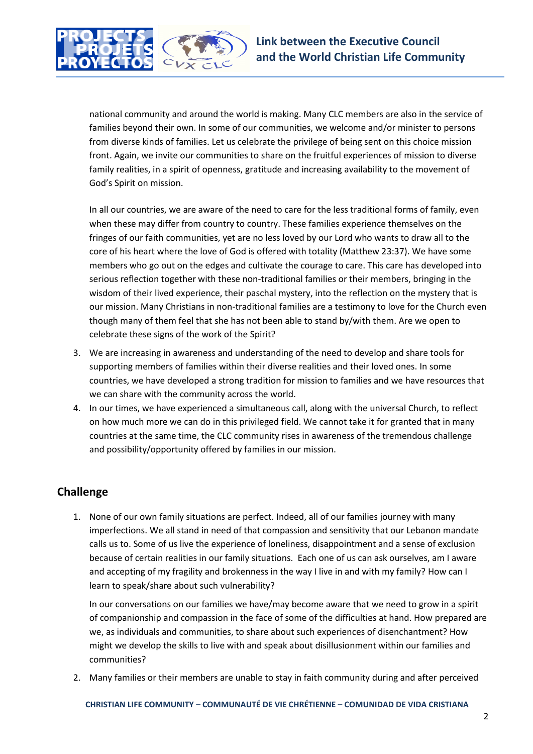national community and around the world is making. Many CLC members are also in the service of families beyond their own. In some of our communities, we welcome and/or minister to persons from diverse kinds of families. Let us celebrate the privilege of being sent on this choice mission front. Again, we invite our communities to share on the fruitful experiences of mission to diverse family realities, in a spirit of openness, gratitude and increasing availability to the movement of God's Spirit on mission.

In all our countries, we are aware of the need to care for the less traditional forms of family, even when these may differ from country to country. These families experience themselves on the fringes of our faith communities, yet are no less loved by our Lord who wants to draw all to the core of his heart where the love of God is offered with totality (Matthew 23:37). We have some members who go out on the edges and cultivate the courage to care. This care has developed into serious reflection together with these non-traditional families or their members, bringing in the wisdom of their lived experience, their paschal mystery, into the reflection on the mystery that is our mission. Many Christians in non-traditional families are a testimony to love for the Church even though many of them feel that she has not been able to stand by/with them. Are we open to celebrate these signs of the work of the Spirit?

3. We are increasing in awareness and understanding of the need to develop and share tools for supporting members of families within their diverse realities and their loved ones. In some countries, we have developed a strong tradition for mission to families and we have resources that we can share with the community across the world.
4. In our times, we have experienced a simultaneous call, along with the universal Church, to reflect on how much more we can do in this privileged field. We cannot take it for granted that in many countries at the same time, the CLC community rises in awareness of the tremendous challenge and possibility/opportunity offered by families in our mission.

## Challenge

1. None of our own family situations are perfect. Indeed, all of our families journey with many imperfections. We all stand in need of that compassion and sensitivity that our Lebanon mandate calls us to. Some of us live the experience of loneliness, disappointment and a sense of exclusion because of certain realities in our family situations. Each one of us can ask ourselves, am I aware and accepting of my fragility and brokenness in the way I live in and with my family? How can I learn to speak/share about such vulnerability?

   In our conversations on our families we have/may become aware that we need to grow in a spirit of companionship and compassion in the face of some of the difficulties at hand. How prepared are we, as individuals and communities, to share about such experiences of disenchantment? How might we develop the skills to live with and speak about disillusionment within our families and communities?

2. Many families or their members are unable to stay in faith community during and after perceived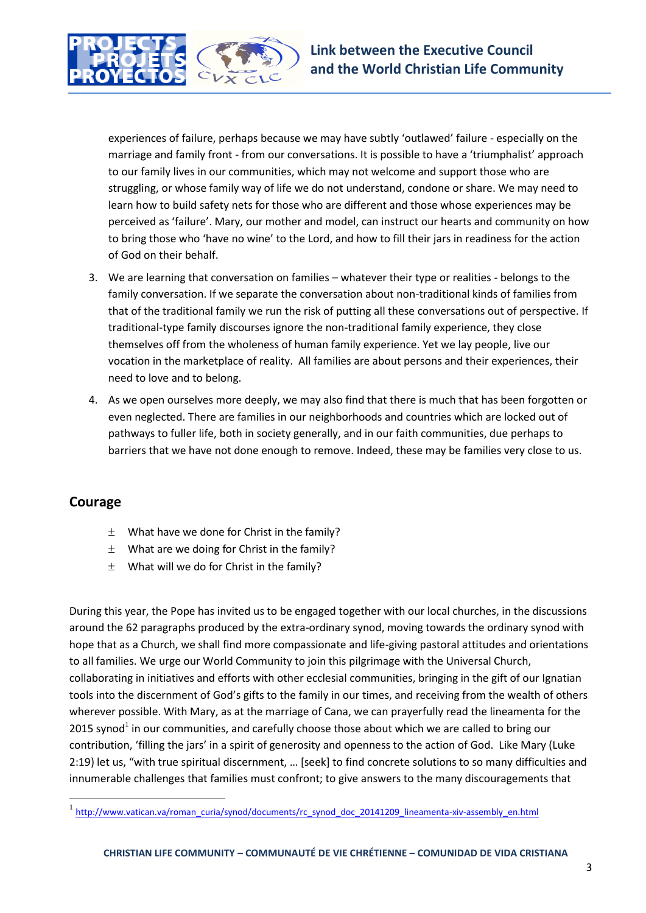experiences of failure, perhaps because we may have subtly 'outlawed' failure - especially on the marriage and family front - from our conversations. It is possible to have a 'triumphalist' approach to our family lives in our communities, which may not welcome and support those who are struggling, or whose family way of life we do not understand, condone or share. We may need to learn how to build safety nets for those who are different and those whose experiences may be perceived as 'failure'. Mary, our mother and model, can instruct our hearts and community on how to bring those who 'have no wine' to the Lord, and how to fill their jars in readiness for the action of God on their behalf.

3. We are learning that conversation on families – whatever their type or realities - belongs to the family conversation. If we separate the conversation about non-traditional kinds of families from that of the traditional family we run the risk of putting all these conversations out of perspective. If traditional-type family discourses ignore the non-traditional family experience, they close themselves off from the wholeness of human family experience. Yet we lay people, live our vocation in the marketplace of reality. All families are about persons and their experiences, their need to love and to belong.

4. As we open ourselves more deeply, we may also find that there is much that has been forgotten or even neglected. There are families in our neighborhoods and countries which are locked out of pathways to fuller life, both in society generally, and in our faith communities, due perhaps to barriers that we have not done enough to remove. Indeed, these may be families very close to us.

## Courage

± What have we done for Christ in the family?
± What are we doing for Christ in the family?
± What will we do for Christ in the family?

During this year, the Pope has invited us to be engaged together with our local churches, in the discussions around the 62 paragraphs produced by the extra-ordinary synod, moving towards the ordinary synod with hope that as a Church, we shall find more compassionate and life-giving pastoral attitudes and orientations to all families. We urge our World Community to join this pilgrimage with the Universal Church, collaborating in initiatives and efforts with other ecclesial communities, bringing in the gift of our Ignatian tools into the discernment of God's gifts to the family in our times, and receiving from the wealth of others wherever possible. With Mary, as at the marriage of Cana, we can prayerfully read the lineamenta for the 2015 synod[1] in our communities, and carefully choose those about which we are called to bring our contribution, 'filling the jars' in a spirit of generosity and openness to the action of God. Like Mary (Luke 2:19) let us, "with true spiritual discernment, … [seek] to find concrete solutions to so many difficulties and innumerable challenges that families must confront; to give answers to the many discouragements that

[1] http://www.vatican.va/roman_curia/synod/documents/rc_synod_doc_20141209_lineamenta-xiv-assembly_en.html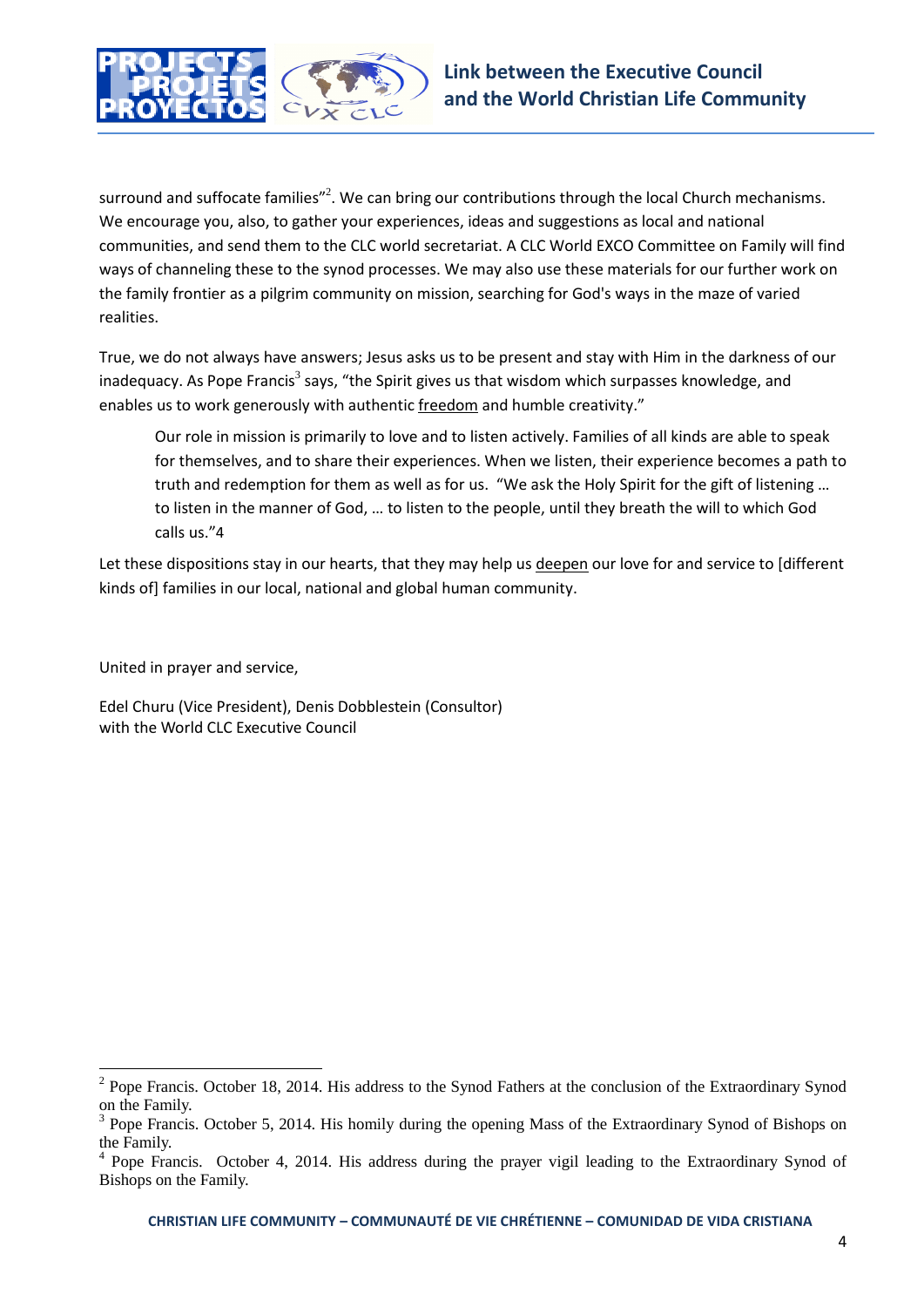surround and suffocate families"[2]. We can bring our contributions through the local Church mechanisms. We encourage you, also, to gather your experiences, ideas and suggestions as local and national communities, and send them to the CLC world secretariat. A CLC World EXCO Committee on Family will find ways of channeling these to the synod processes. We may also use these materials for our further work on the family frontier as a pilgrim community on mission, searching for God's ways in the maze of varied realities.

True, we do not always have answers; Jesus asks us to be present and stay with Him in the darkness of our inadequacy. As Pope Francis[3] says, "the Spirit gives us that wisdom which surpasses knowledge, and enables us to work generously with authentic freedom and humble creativity."

> Our role in mission is primarily to love and to listen actively. Families of all kinds are able to speak for themselves, and to share their experiences. When we listen, their experience becomes a path to truth and redemption for them as well as for us. "We ask the Holy Spirit for the gift of listening … to listen in the manner of God, … to listen to the people, until they breath the will to which God calls us."4

Let these dispositions stay in our hearts, that they may help us deepen our love for and service to [different kinds of] families in our local, national and global human community.

United in prayer and service,

Edel Churu (Vice President), Denis Dobblestein (Consultor)
with the World CLC Executive Council

---

[2] Pope Francis. October 18, 2014. His address to the Synod Fathers at the conclusion of the Extraordinary Synod on the Family.

[3] Pope Francis. October 5, 2014. His homily during the opening Mass of the Extraordinary Synod of Bishops on the Family.

[4] Pope Francis. October 4, 2014. His address during the prayer vigil leading to the Extraordinary Synod of Bishops on the Family.